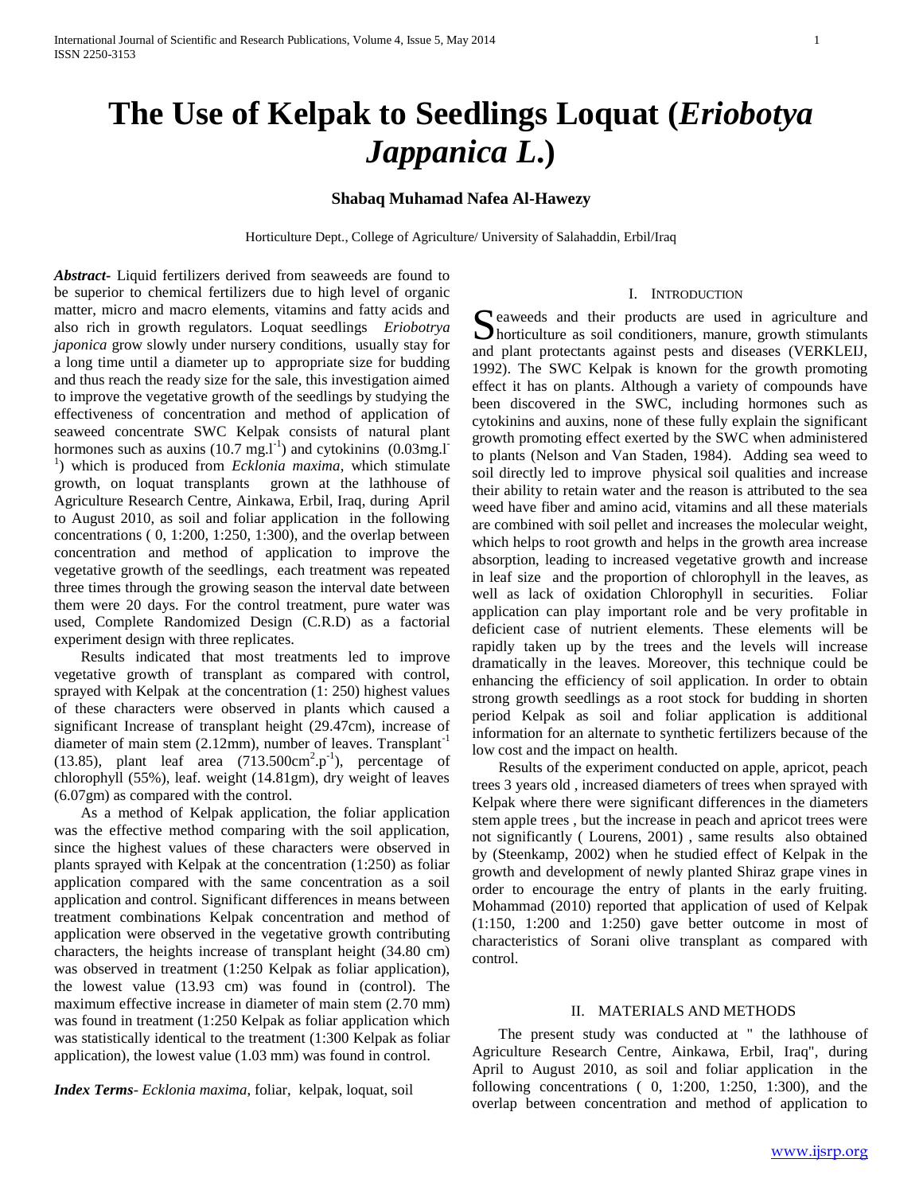# The Use of Kelpak to Seedlings Loquat (*Eriobotya Jappanica L.*)

**Shabaq Muhamad Nafea Al-Hawezy**

Horticulture Dept., College of Agriculture/ University of Salahaddin, Erbil/Iraq

***Abstract***- Liquid fertilizers derived from seaweeds are found to be superior to chemical fertilizers due to high level of organic matter, micro and macro elements, vitamins and fatty acids and also rich in growth regulators. Loquat seedlings *Eriobotrya japonica* grow slowly under nursery conditions, usually stay for a long time until a diameter up to appropriate size for budding and thus reach the ready size for the sale, this investigation aimed to improve the vegetative growth of the seedlings by studying the effectiveness of concentration and method of application of seaweed concentrate SWC Kelpak consists of natural plant hormones such as auxins (10.7 $mg.l^{-1}$) and cytokinins (0.03$mg.l^{-1}$) which is produced from *Ecklonia maxima*, which stimulate growth, on loquat transplants grown at the lathhouse of Agriculture Research Centre, Ainkawa, Erbil, Iraq, during April to August 2010, as soil and foliar application in the following concentrations ( 0, 1:200, 1:250, 1:300), and the overlap between concentration and method of application to improve the vegetative growth of the seedlings, each treatment was repeated three times through the growing season the interval date between them were 20 days. For the control treatment, pure water was used, Complete Randomized Design (C.R.D) as a factorial experiment design with three replicates.

Results indicated that most treatments led to improve vegetative growth of transplant as compared with control, sprayed with Kelpak at the concentration (1: 250) highest values of these characters were observed in plants which caused a significant Increase of transplant height (29.47cm), increase of diameter of main stem (2.12mm), number of leaves. Transplant$^{-1}$ (13.85), plant leaf area (713.500$cm^2.p^{-1}$), percentage of chlorophyll (55%), leaf. weight (14.81gm), dry weight of leaves (6.07gm) as compared with the control.

As a method of Kelpak application, the foliar application was the effective method comparing with the soil application, since the highest values of these characters were observed in plants sprayed with Kelpak at the concentration (1:250) as foliar application compared with the same concentration as a soil application and control. Significant differences in means between treatment combinations Kelpak concentration and method of application were observed in the vegetative growth contributing characters, the heights increase of transplant height (34.80 cm) was observed in treatment (1:250 Kelpak as foliar application), the lowest value (13.93 cm) was found in (control). The maximum effective increase in diameter of main stem (2.70 mm) was found in treatment (1:250 Kelpak as foliar application which was statistically identical to the treatment (1:300 Kelpak as foliar application), the lowest value (1.03 mm) was found in control.

***Index Terms***- *Ecklonia maxima*, foliar, kelpak, loquat, soil

## I. Introduction

Seaweeds and their products are used in agriculture and horticulture as soil conditioners, manure, growth stimulants and plant protectants against pests and diseases (VERKLEIJ, 1992). The SWC Kelpak is known for the growth promoting effect it has on plants. Although a variety of compounds have been discovered in the SWC, including hormones such as cytokinins and auxins, none of these fully explain the significant growth promoting effect exerted by the SWC when administered to plants (Nelson and Van Staden, 1984). Adding sea weed to soil directly led to improve physical soil qualities and increase their ability to retain water and the reason is attributed to the sea weed have fiber and amino acid, vitamins and all these materials are combined with soil pellet and increases the molecular weight, which helps to root growth and helps in the growth area increase absorption, leading to increased vegetative growth and increase in leaf size and the proportion of chlorophyll in the leaves, as well as lack of oxidation Chlorophyll in securities. Foliar application can play important role and be very profitable in deficient case of nutrient elements. These elements will be rapidly taken up by the trees and the levels will increase dramatically in the leaves. Moreover, this technique could be enhancing the efficiency of soil application. In order to obtain strong growth seedlings as a root stock for budding in shorten period Kelpak as soil and foliar application is additional information for an alternate to synthetic fertilizers because of the low cost and the impact on health.

Results of the experiment conducted on apple, apricot, peach trees 3 years old , increased diameters of trees when sprayed with Kelpak where there were significant differences in the diameters stem apple trees , but the increase in peach and apricot trees were not significantly ( Lourens, 2001) , same results also obtained by (Steenkamp, 2002) when he studied effect of Kelpak in the growth and development of newly planted Shiraz grape vines in order to encourage the entry of plants in the early fruiting. Mohammad (2010) reported that application of used of Kelpak (1:150, 1:200 and 1:250) gave better outcome in most of characteristics of Sorani olive transplant as compared with control.

## II. Materials and Methods

The present study was conducted at " the lathhouse of Agriculture Research Centre, Ainkawa, Erbil, Iraq", during April to August 2010, as soil and foliar application in the following concentrations ( 0, 1:200, 1:250, 1:300), and the overlap between concentration and method of application to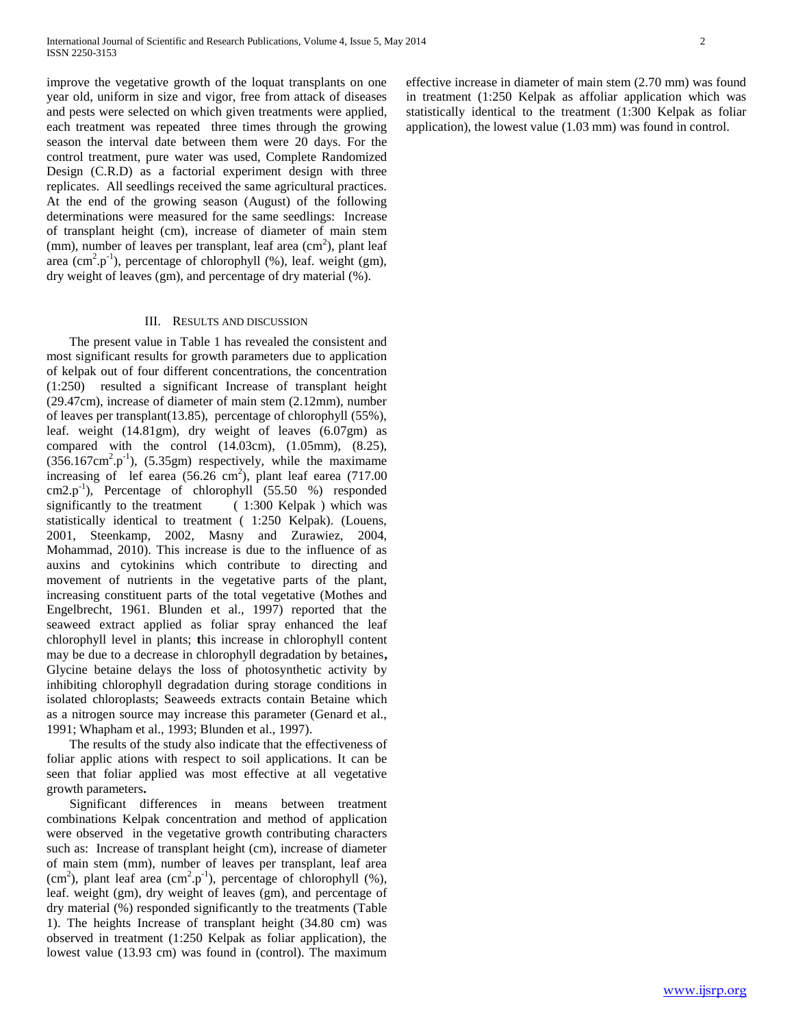improve the vegetative growth of the loquat transplants on one year old, uniform in size and vigor, free from attack of diseases and pests were selected on which given treatments were applied, each treatment was repeated three times through the growing season the interval date between them were 20 days. For the control treatment, pure water was used, Complete Randomized Design (C.R.D) as a factorial experiment design with three replicates. All seedlings received the same agricultural practices. At the end of the growing season (August) of the following determinations were measured for the same seedlings: Increase of transplant height (cm), increase of diameter of main stem (mm), number of leaves per transplant, leaf area ($cm^2$), plant leaf area ($cm^2.p^{-1}$), percentage of chlorophyll (%), leaf. weight (gm), dry weight of leaves (gm), and percentage of dry material (%).

## III. Results and discussion

The present value in Table 1 has revealed the consistent and most significant results for growth parameters due to application of kelpak out of four different concentrations, the concentration (1:250) resulted a significant Increase of transplant height (29.47cm), increase of diameter of main stem (2.12mm), number of leaves per transplant(13.85), percentage of chlorophyll (55%), leaf. weight (14.81gm), dry weight of leaves (6.07gm) as compared with the control (14.03cm), (1.05mm), (8.25), ($356.167cm^2.p^{-1}$), (5.35gm) respectively, while the maximame increasing of lef earea (56.26 $cm^2$), plant leaf earea (717.00 $cm2.p^{-1}$), Percentage of chlorophyll (55.50 %) responded significantly to the treatment ( 1:300 Kelpak ) which was statistically identical to treatment ( 1:250 Kelpak). (Louens, 2001, Steenkamp, 2002, Masny and Zurawiez, 2004, Mohammad, 2010). This increase is due to the influence of as auxins and cytokinins which contribute to directing and movement of nutrients in the vegetative parts of the plant, increasing constituent parts of the total vegetative (Mothes and Engelbrecht, 1961. Blunden et al., 1997) reported that the seaweed extract applied as foliar spray enhanced the leaf chlorophyll level in plants; **t**his increase in chlorophyll content may be due to a decrease in chlorophyll degradation by betaines**,** Glycine betaine delays the loss of photosynthetic activity by inhibiting chlorophyll degradation during storage conditions in isolated chloroplasts; Seaweeds extracts contain Betaine which as a nitrogen source may increase this parameter (Genard et al., 1991; Whapham et al., 1993; Blunden et al., 1997).

The results of the study also indicate that the effectiveness of foliar applic ations with respect to soil applications. It can be seen that foliar applied was most effective at all vegetative growth parameters**.**

Significant differences in means between treatment combinations Kelpak concentration and method of application were observed in the vegetative growth contributing characters such as: Increase of transplant height (cm), increase of diameter of main stem (mm), number of leaves per transplant, leaf area ($cm^2$), plant leaf area ($cm^2.p^{-1}$), percentage of chlorophyll (%), leaf. weight (gm), dry weight of leaves (gm), and percentage of dry material (%) responded significantly to the treatments (Table 1). The heights Increase of transplant height (34.80 cm) was observed in treatment (1:250 Kelpak as foliar application), the lowest value (13.93 cm) was found in (control). The maximum effective increase in diameter of main stem (2.70 mm) was found in treatment (1:250 Kelpak as affoliar application which was statistically identical to the treatment (1:300 Kelpak as foliar application), the lowest value (1.03 mm) was found in control.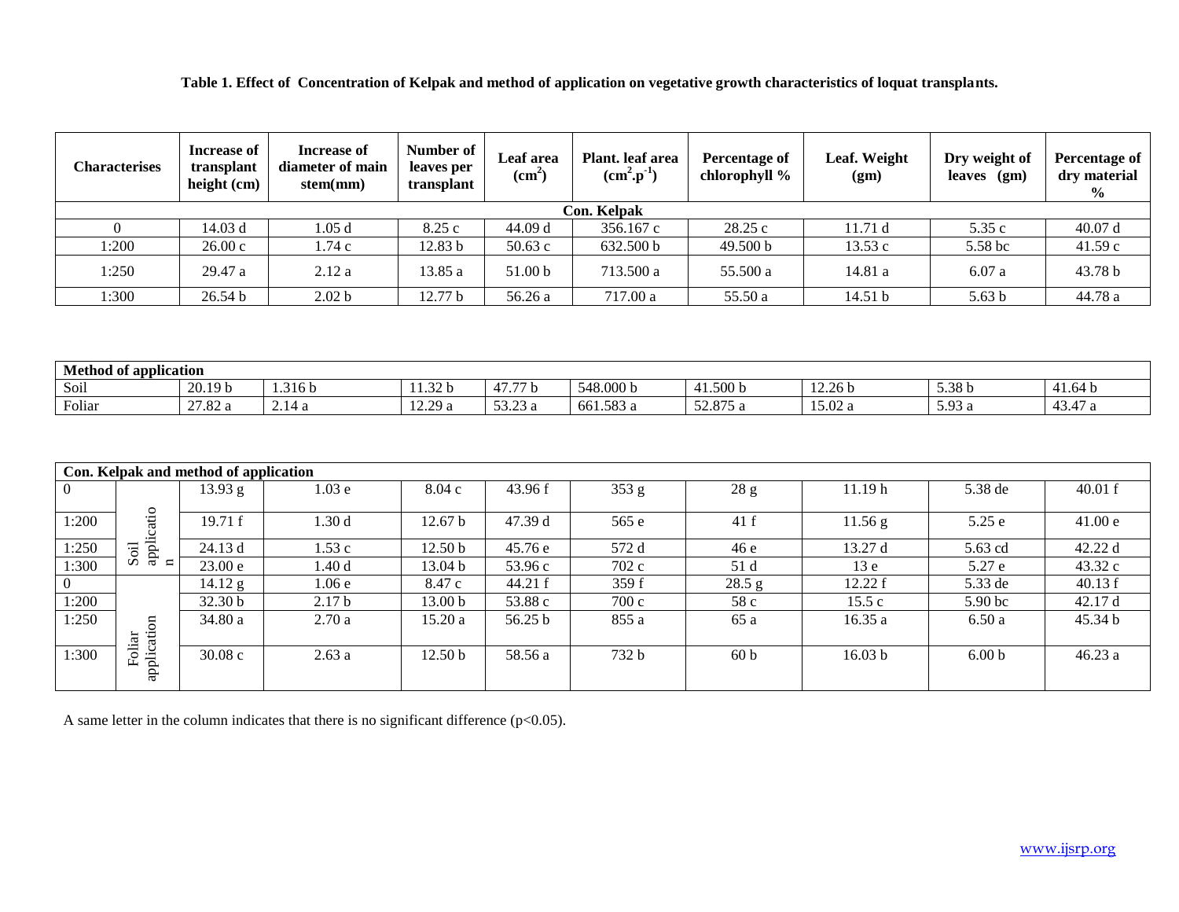**Table 1. Effect of Concentration of Kelpak and method of application on vegetative growth characteristics of loquat transplants.**

| Characterises | | Increase of transplant height (cm) | Increase of diameter of main stem(mm) | Number of leaves per transplant | Leaf area ($cm^2$) | Plant. leaf area ($cm^2.p^{-1}$) | Percentage of chlorophyll % | Leaf. Weight (gm) | Dry weight of leaves (gm) | Percentage of dry material % |
|---|---|---|---|---|---|---|---|---|---|---|
| **Con. Kelpak** | | | | | | | | | | |
| 0 | | 14.03 d | 1.05 d | 8.25 c | 44.09 d | 356.167 c | 28.25 c | 11.71 d | 5.35 c | 40.07 d |
| 1:200 | | 26.00 c | 1.74 c | 12.83 b | 50.63 c | 632.500 b | 49.500 b | 13.53 c | 5.58 bc | 41.59 c |
| 1:250 | | 29.47 a | 2.12 a | 13.85 a | 51.00 b | 713.500 a | 55.500 a | 14.81 a | 6.07 a | 43.78 b |
| 1:300 | | 26.54 b | 2.02 b | 12.77 b | 56.26 a | 717.00 a | 55.50 a | 14.51 b | 5.63 b | 44.78 a |
| **Method of application** | | | | | | | | | | |
| Soil | | 20.19 b | 1.316 b | 11.32 b | 47.77 b | 548.000 b | 41.500 b | 12.26 b | 5.38 b | 41.64 b |
| Foliar | | 27.82 a | 2.14 a | 12.29 a | 53.23 a | 661.583 a | 52.875 a | 15.02 a | 5.93 a | 43.47 a |
| **Con. Kelpak and method of application** | | | | | | | | | | |
| 0 | Soil application | 13.93 g | 1.03 e | 8.04 c | 43.96 f | 353 g | 28 g | 11.19 h | 5.38 de | 40.01 f |
| 1:200 | | 19.71 f | 1.30 d | 12.67 b | 47.39 d | 565 e | 41 f | 11.56 g | 5.25 e | 41.00 e |
| 1:250 | | 24.13 d | 1.53 c | 12.50 b | 45.76 e | 572 d | 46 e | 13.27 d | 5.63 cd | 42.22 d |
| 1:300 | | 23.00 e | 1.40 d | 13.04 b | 53.96 c | 702 c | 51 d | 13 e | 5.27 e | 43.32 c |
| 0 | Foliar application | 14.12 g | 1.06 e | 8.47 c | 44.21 f | 359 f | 28.5 g | 12.22 f | 5.33 de | 40.13 f |
| 1:200 | | 32.30 b | 2.17 b | 13.00 b | 53.88 c | 700 c | 58 c | 15.5 c | 5.90 bc | 42.17 d |
| 1:250 | | 34.80 a | 2.70 a | 15.20 a | 56.25 b | 855 a | 65 a | 16.35 a | 6.50 a | 45.34 b |
| 1:300 | | 30.08 c | 2.63 a | 12.50 b | 58.56 a | 732 b | 60 b | 16.03 b | 6.00 b | 46.23 a |

A same letter in the column indicates that there is no significant difference ($p<0.05$).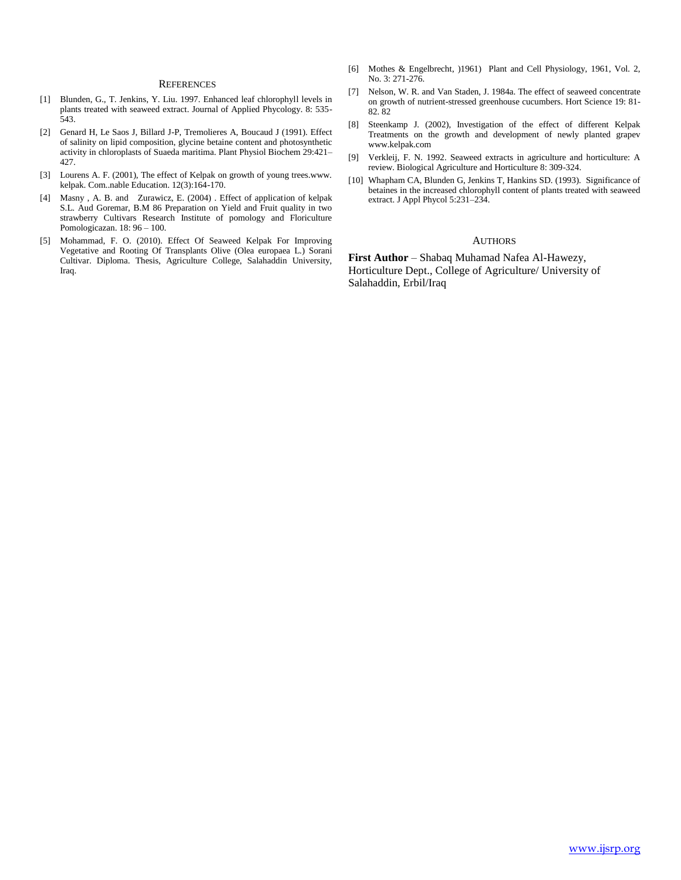## REFERENCES

[1] Blunden, G., T. Jenkins, Y. Liu. 1997. Enhanced leaf chlorophyll levels in plants treated with seaweed extract. Journal of Applied Phycology. 8: 535-543.

[2] Genard H, Le Saos J, Billard J-P, Tremolieres A, Boucaud J (1991). Effect of salinity on lipid composition, glycine betaine content and photosynthetic activity in chloroplasts of Suaeda maritima. Plant Physiol Biochem 29:421–427.

[3] Lourens A. F. (2001), The effect of Kelpak on growth of young trees.www. kelpak. Com..nable Education. 12(3):164-170.

[4] Masny , A. B. and Zurawicz, E. (2004) . Effect of application of kelpak S.L. Aud Goremar, B.M 86 Preparation on Yield and Fruit quality in two strawberry Cultivars Research Institute of pomology and Floriculture Pomologicazan. 18: 96 – 100.

[5] Mohammad, F. O. (2010). Effect Of Seaweed Kelpak For Improving Vegetative and Rooting Of Transplants Olive (Olea europaea L.) Sorani Cultivar. Diploma. Thesis, Agriculture College, Salahaddin University, Iraq.

[6] Mothes & Engelbrecht, )1961) Plant and Cell Physiology, 1961, Vol. 2, No. 3: 271-276.

[7] Nelson, W. R. and Van Staden, J. 1984a. The effect of seaweed concentrate on growth of nutrient-stressed greenhouse cucumbers. Hort Science 19: 81-82. 82

[8] Steenkamp J. (2002), Investigation of the effect of different Kelpak Treatments on the growth and development of newly planted grapev www.kelpak.com

[9] Verkleij, F. N. 1992. Seaweed extracts in agriculture and horticulture: A review. Biological Agriculture and Horticulture 8: 309-324.

[10] Whapham CA, Blunden G, Jenkins T, Hankins SD. (1993). Significance of betaines in the increased chlorophyll content of plants treated with seaweed extract. J Appl Phycol 5:231–234.

## AUTHORS

**First Author** – Shabaq Muhamad Nafea Al-Hawezy, Horticulture Dept., College of Agriculture/ University of Salahaddin, Erbil/Iraq